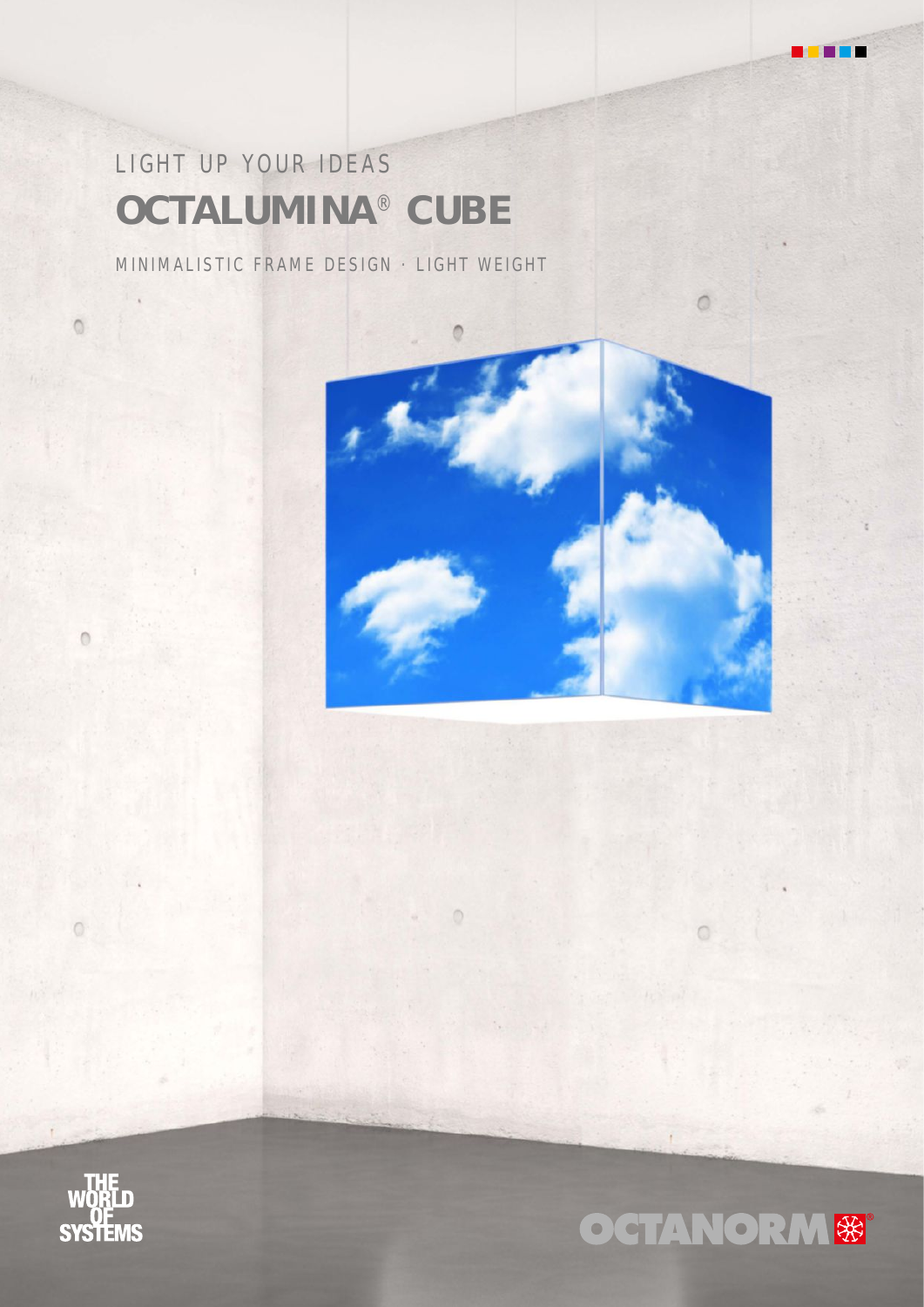LIGHT UP YOUR IDEAS

# OCTALUMINA® CUBE

MINIMALISTIC FRAME DESIGN · LIGHT WEIGHT

THE WORLD OF SYSTEMS

OCTANORM®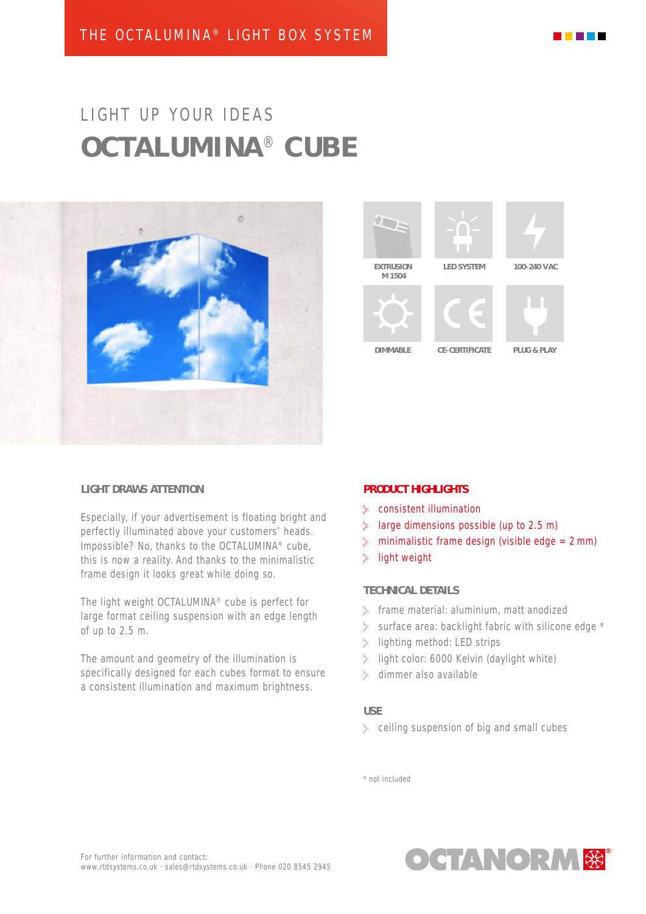THE OCTALUMINA® LIGHT BOX SYSTEM

LIGHT UP YOUR IDEAS

# OCTALUMINA® CUBE

EXTRUSION M 1504

LED SYSTEM

100-240 VAC

DIMMABLE

CE-CERTIFICATE

PLUG & PLAY

## LIGHT DRAWS ATTENTION

Especially, if your advertisement is floating bright and perfectly illuminated above your customers' heads. Impossible? No, thanks to the OCTALUMINA® cube, this is now a reality. And thanks to the minimalistic frame design it looks great while doing so.

The light weight OCTALUMINA® cube is perfect for large format ceiling suspension with an edge length of up to 2.5 m.

The amount and geometry of the illumination is specifically designed for each cubes format to ensure a consistent illumination and maximum brightness.

## PRODUCT HIGHLIGHTS

- consistent illumination
- large dimensions possible (up to 2.5 m)
- minimalistic frame design (visible edge = 2 mm)
- light weight

## TECHNICAL DETAILS

- frame material: aluminium, matt anodized
- surface area: backlight fabric with silicone edge *
- lighting method: LED strips
- light color: 6000 Kelvin (daylight white)
- dimmer also available

## USE

- ceiling suspension of big and small cubes

* not included

For further information and contact:
www.rtdsystems.co.uk · sales@rtdsystems.co.uk · Phone 020 8545 2945

OCTANORM®